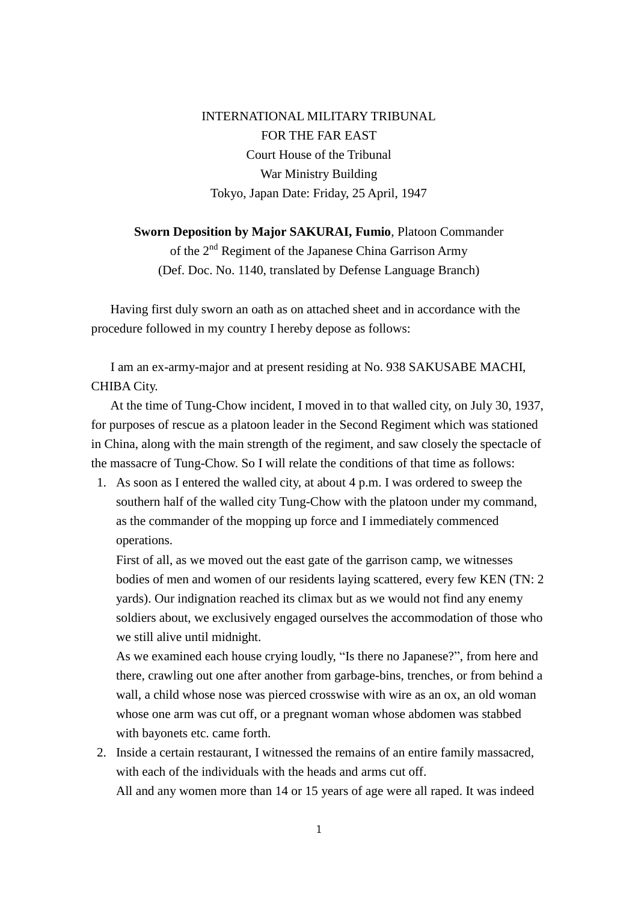INTERNATIONAL MILITARY TRIBUNAL
FOR THE FAR EAST
Court House of the Tribunal
War Ministry Building
Tokyo, Japan Date: Friday, 25 April, 1947

**Sworn Deposition by Major SAKURAI, Fumio**, Platoon Commander of the 2nd Regiment of the Japanese China Garrison Army
(Def. Doc. No. 1140, translated by Defense Language Branch)

Having first duly sworn an oath as on attached sheet and in accordance with the procedure followed in my country I hereby depose as follows:

I am an ex-army-major and at present residing at No. 938 SAKUSABE MACHI, CHIBA City.

At the time of Tung-Chow incident, I moved in to that walled city, on July 30, 1937, for purposes of rescue as a platoon leader in the Second Regiment which was stationed in China, along with the main strength of the regiment, and saw closely the spectacle of the massacre of Tung-Chow. So I will relate the conditions of that time as follows:

1. As soon as I entered the walled city, at about 4 p.m. I was ordered to sweep the southern half of the walled city Tung-Chow with the platoon under my command, as the commander of the mopping up force and I immediately commenced operations.

   First of all, as we moved out the east gate of the garrison camp, we witnesses bodies of men and women of our residents laying scattered, every few KEN (TN: 2 yards). Our indignation reached its climax but as we would not find any enemy soldiers about, we exclusively engaged ourselves the accommodation of those who we still alive until midnight.

   As we examined each house crying loudly, "Is there no Japanese?", from here and there, crawling out one after another from garbage-bins, trenches, or from behind a wall, a child whose nose was pierced crosswise with wire as an ox, an old woman whose one arm was cut off, or a pregnant woman whose abdomen was stabbed with bayonets etc. came forth.

2. Inside a certain restaurant, I witnessed the remains of an entire family massacred, with each of the individuals with the heads and arms cut off.

   All and any women more than 14 or 15 years of age were all raped. It was indeed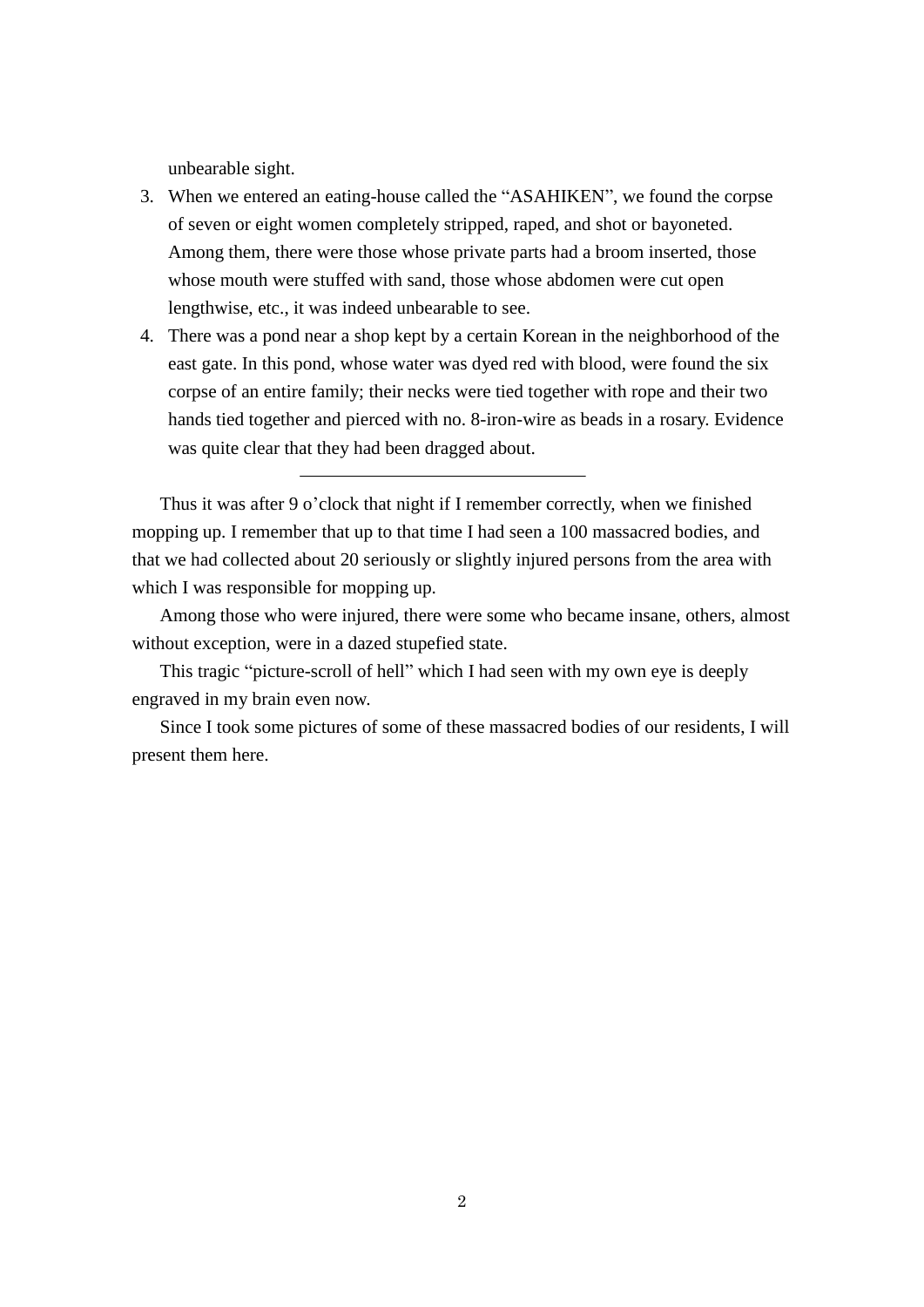unbearable sight.

3. When we entered an eating-house called the "ASAHIKEN", we found the corpse of seven or eight women completely stripped, raped, and shot or bayoneted. Among them, there were those whose private parts had a broom inserted, those whose mouth were stuffed with sand, those whose abdomen were cut open lengthwise, etc., it was indeed unbearable to see.
4. There was a pond near a shop kept by a certain Korean in the neighborhood of the east gate. In this pond, whose water was dyed red with blood, were found the six corpse of an entire family; their necks were tied together with rope and their two hands tied together and pierced with no. 8-iron-wire as beads in a rosary. Evidence was quite clear that they had been dragged about.

---

Thus it was after 9 o'clock that night if I remember correctly, when we finished mopping up. I remember that up to that time I had seen a 100 massacred bodies, and that we had collected about 20 seriously or slightly injured persons from the area with which I was responsible for mopping up.

Among those who were injured, there were some who became insane, others, almost without exception, were in a dazed stupefied state.

This tragic "picture-scroll of hell" which I had seen with my own eye is deeply engraved in my brain even now.

Since I took some pictures of some of these massacred bodies of our residents, I will present them here.